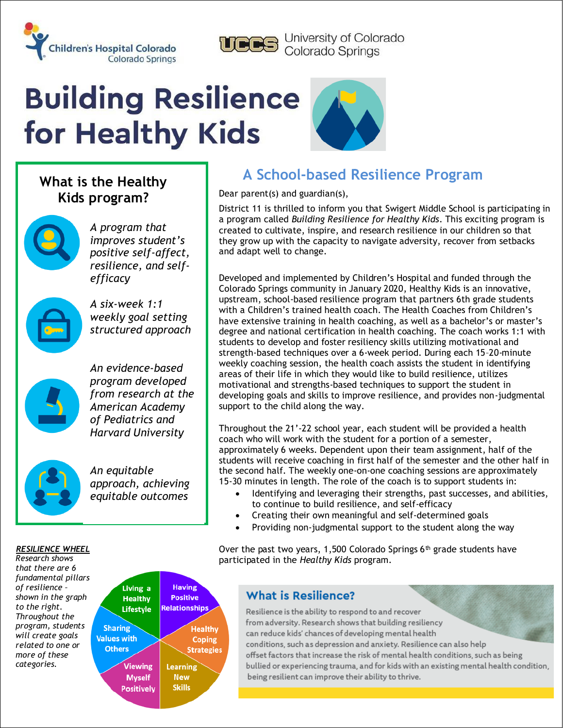Children's Hospital Colorado Colorado Springs

UCCS University of Colorado Colorado Springs

# Building Resilience for Healthy Kids

## What is the Healthy Kids program?

*A program that improves student's positive self-affect, resilience, and self-efficacy*

*A six-week 1:1 weekly goal setting structured approach*

*An evidence-based program developed from research at the American Academy of Pediatrics and Harvard University*

*An equitable approach, achieving equitable outcomes*

## A School-based Resilience Program

Dear parent(s) and guardian(s),

District 11 is thrilled to inform you that Swigert Middle School is participating in a program called *Building Resilience for Healthy Kids*. This exciting program is created to cultivate, inspire, and research resilience in our children so that they grow up with the capacity to navigate adversity, recover from setbacks and adapt well to change.

Developed and implemented by Children's Hospital and funded through the Colorado Springs community in January 2020, Healthy Kids is an innovative, upstream, school-based resilience program that partners 6th grade students with a Children's trained health coach. The Health Coaches from Children's have extensive training in health coaching, as well as a bachelor's or master's degree and national certification in health coaching. The coach works 1:1 with students to develop and foster resiliency skills utilizing motivational and strength-based techniques over a 6-week period. During each 15-20-minute weekly coaching session, the health coach assists the student in identifying areas of their life in which they would like to build resilience, utilizes motivational and strengths-based techniques to support the student in developing goals and skills to improve resilience, and provides non-judgmental support to the child along the way.

Throughout the 21'-'22 school year, each student will be provided a health coach who will work with the student for a portion of a semester, approximately 6 weeks. Dependent upon their team assignment, half of the students will receive coaching in first half of the semester and the other half in the second half. The weekly one-on-one coaching sessions are approximately 15-30 minutes in length. The role of the coach is to support students in:

- Identifying and leveraging their strengths, past successes, and abilities, to continue to build resilience, and self-efficacy
- Creating their own meaningful and self-determined goals
- Providing non-judgmental support to the student along the way

Over the past two years, 1,500 Colorado Springs 6th grade students have participated in the *Healthy Kids* program.

***RESILIENCE WHEEL***

*Research shows that there are 6 fundamental pillars of resilience - shown in the graph to the right. Throughout the program, students will create goals related to one or more of these categories.*

- Living a Healthy Lifestyle
- Having Positive Relationships
- Healthy Coping Strategies
- Learning New Skills
- Viewing Myself Positively
- Sharing Values with Others

### What is Resilience?

Resilience is the ability to respond to and recover from adversity. Research shows that building resiliency can reduce kids' chances of developing mental health conditions, such as depression and anxiety. Resilience can also help offset factors that increase the risk of mental health conditions, such as being bullied or experiencing trauma, and for kids with an existing mental health condition, being resilient can improve their ability to thrive.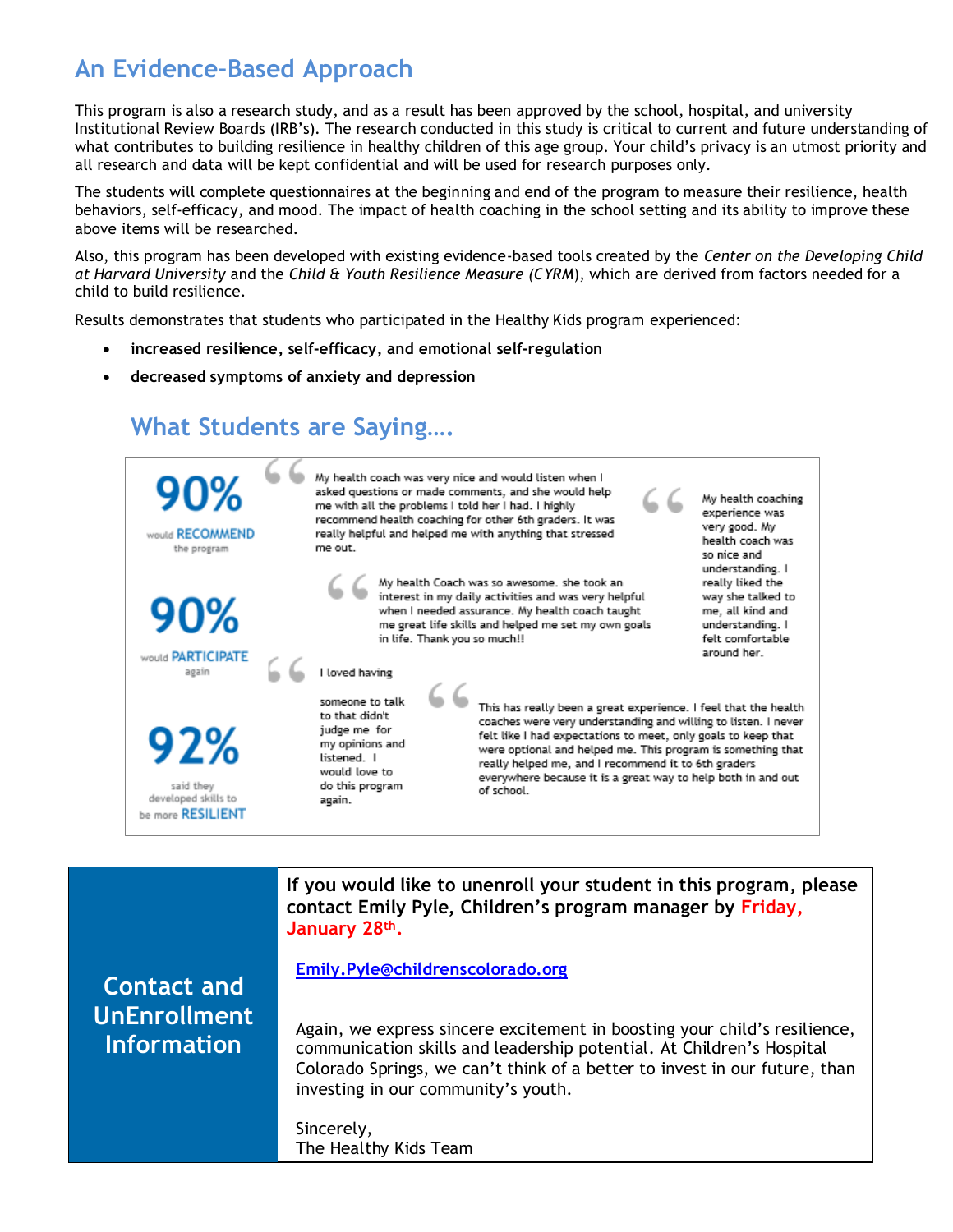## An Evidence-Based Approach

This program is also a research study, and as a result has been approved by the school, hospital, and university Institutional Review Boards (IRB's). The research conducted in this study is critical to current and future understanding of what contributes to building resilience in healthy children of this age group. Your child's privacy is an utmost priority and all research and data will be kept confidential and will be used for research purposes only.

The students will complete questionnaires at the beginning and end of the program to measure their resilience, health behaviors, self-efficacy, and mood. The impact of health coaching in the school setting and its ability to improve these above items will be researched.

Also, this program has been developed with existing evidence-based tools created by the *Center on the Developing Child at Harvard University* and the *Child & Youth Resilience Measure (CYRM)*, which are derived from factors needed for a child to build resilience.

Results demonstrates that students who participated in the Healthy Kids program experienced:

- **increased resilience, self-efficacy, and emotional self-regulation**
- **decreased symptoms of anxiety and depression**

## What Students are Saying….

**90%** would RECOMMEND the program

**90%** would PARTICIPATE again

**92%** said they developed skills to be more RESILIENT

"My health coach was very nice and would listen when I asked questions or made comments, and she would help me with all the problems I told her I had. I highly recommend health coaching for other 6th graders. It was really helpful and helped me with anything that stressed me out."

"My health coaching experience was very good. My health coach was so nice and understanding. I really liked the way she talked to me, all kind and understanding. I felt comfortable around her."

"My health Coach was so awesome. she took an interest in my daily activities and was very helpful when I needed assurance. My health coach taught me great life skills and helped me set my own goals in life. Thank you so much!!"

"I loved having someone to talk to that didn't judge me for my opinions and listened. I would love to do this program again."

"This has really been a great experience. I feel that the health coaches were very understanding and willing to listen. I never felt like I had expectations to meet, only goals to keep that were optional and helped me. This program is something that really helped me, and I recommend it to 6th graders everywhere because it is a great way to help both in and out of school."

## Contact and UnEnrollment Information

**If you would like to unenroll your student in this program, please contact Emily Pyle, Children's program manager by Friday, January 28th.**

Emily.Pyle@childrenscolorado.org

Again, we express sincere excitement in boosting your child's resilience, communication skills and leadership potential. At Children's Hospital Colorado Springs, we can't think of a better to invest in our future, than investing in our community's youth.

Sincerely,
The Healthy Kids Team